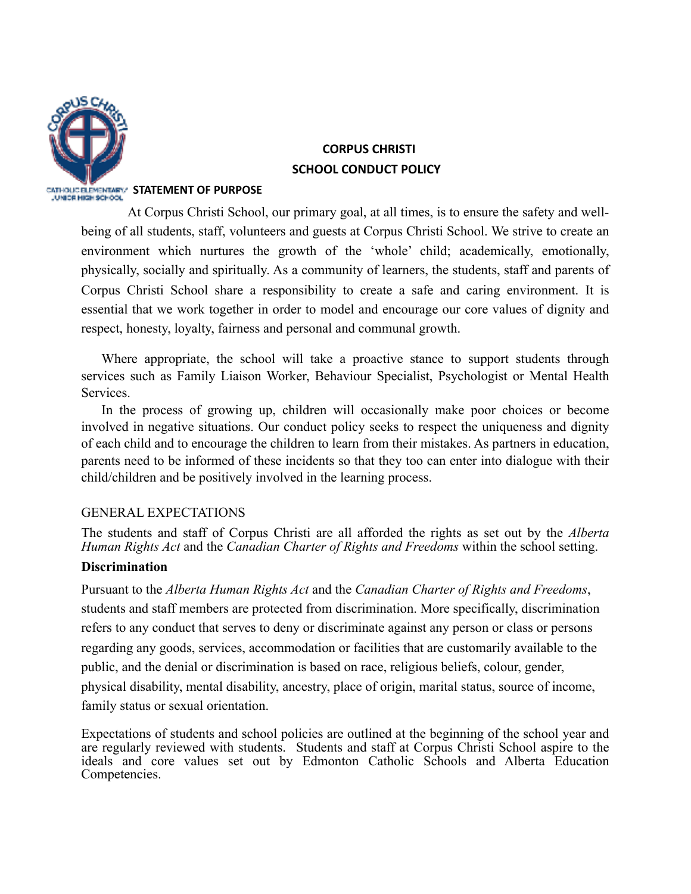# CORPUS CHRISTI
# SCHOOL CONDUCT POLICY

## STATEMENT OF PURPOSE

At Corpus Christi School, our primary goal, at all times, is to ensure the safety and well-being of all students, staff, volunteers and guests at Corpus Christi School. We strive to create an environment which nurtures the growth of the 'whole' child; academically, emotionally, physically, socially and spiritually. As a community of learners, the students, staff and parents of Corpus Christi School share a responsibility to create a safe and caring environment. It is essential that we work together in order to model and encourage our core values of dignity and respect, honesty, loyalty, fairness and personal and communal growth.

Where appropriate, the school will take a proactive stance to support students through services such as Family Liaison Worker, Behaviour Specialist, Psychologist or Mental Health Services.

In the process of growing up, children will occasionally make poor choices or become involved in negative situations. Our conduct policy seeks to respect the uniqueness and dignity of each child and to encourage the children to learn from their mistakes. As partners in education, parents need to be informed of these incidents so that they too can enter into dialogue with their child/children and be positively involved in the learning process.

## GENERAL EXPECTATIONS

The students and staff of Corpus Christi are all afforded the rights as set out by the *Alberta Human Rights Act* and the *Canadian Charter of Rights and Freedoms* within the school setting.

### Discrimination

Pursuant to the *Alberta Human Rights Act* and the *Canadian Charter of Rights and Freedoms*, students and staff members are protected from discrimination. More specifically, discrimination refers to any conduct that serves to deny or discriminate against any person or class or persons regarding any goods, services, accommodation or facilities that are customarily available to the public, and the denial or discrimination is based on race, religious beliefs, colour, gender, physical disability, mental disability, ancestry, place of origin, marital status, source of income, family status or sexual orientation.

Expectations of students and school policies are outlined at the beginning of the school year and are regularly reviewed with students. Students and staff at Corpus Christi School aspire to the ideals and core values set out by Edmonton Catholic Schools and Alberta Education Competencies.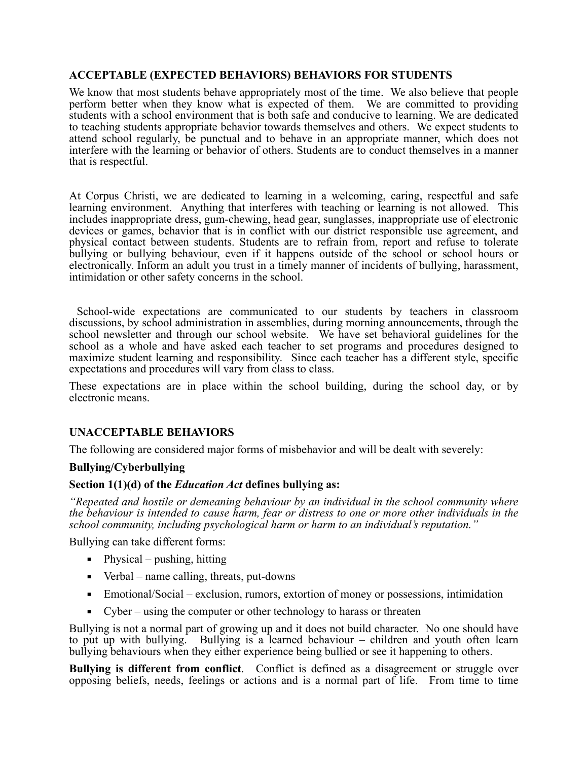### ACCEPTABLE (EXPECTED BEHAVIORS) BEHAVIORS FOR STUDENTS

We know that most students behave appropriately most of the time. We also believe that people perform better when they know what is expected of them. We are committed to providing students with a school environment that is both safe and conducive to learning. We are dedicated to teaching students appropriate behavior towards themselves and others. We expect students to attend school regularly, be punctual and to behave in an appropriate manner, which does not interfere with the learning or behavior of others. Students are to conduct themselves in a manner that is respectful.

At Corpus Christi, we are dedicated to learning in a welcoming, caring, respectful and safe learning environment. Anything that interferes with teaching or learning is not allowed. This includes inappropriate dress, gum-chewing, head gear, sunglasses, inappropriate use of electronic devices or games, behavior that is in conflict with our district responsible use agreement, and physical contact between students. Students are to refrain from, report and refuse to tolerate bullying or bullying behaviour, even if it happens outside of the school or school hours or electronically. Inform an adult you trust in a timely manner of incidents of bullying, harassment, intimidation or other safety concerns in the school.

School-wide expectations are communicated to our students by teachers in classroom discussions, by school administration in assemblies, during morning announcements, through the school newsletter and through our school website. We have set behavioral guidelines for the school as a whole and have asked each teacher to set programs and procedures designed to maximize student learning and responsibility. Since each teacher has a different style, specific expectations and procedures will vary from class to class.

These expectations are in place within the school building, during the school day, or by electronic means.

### UNACCEPTABLE BEHAVIORS

The following are considered major forms of misbehavior and will be dealt with severely:

**Bullying/Cyberbullying**

**Section 1(1)(d) of the *Education Act* defines bullying as:**

*"Repeated and hostile or demeaning behaviour by an individual in the school community where the behaviour is intended to cause harm, fear or distress to one or more other individuals in the school community, including psychological harm or harm to an individual's reputation."*

Bullying can take different forms:

- Physical – pushing, hitting
- Verbal – name calling, threats, put-downs
- Emotional/Social – exclusion, rumors, extortion of money or possessions, intimidation
- Cyber – using the computer or other technology to harass or threaten

Bullying is not a normal part of growing up and it does not build character. No one should have to put up with bullying. Bullying is a learned behaviour – children and youth often learn bullying behaviours when they either experience being bullied or see it happening to others.

**Bullying is different from conflict**. Conflict is defined as a disagreement or struggle over opposing beliefs, needs, feelings or actions and is a normal part of life. From time to time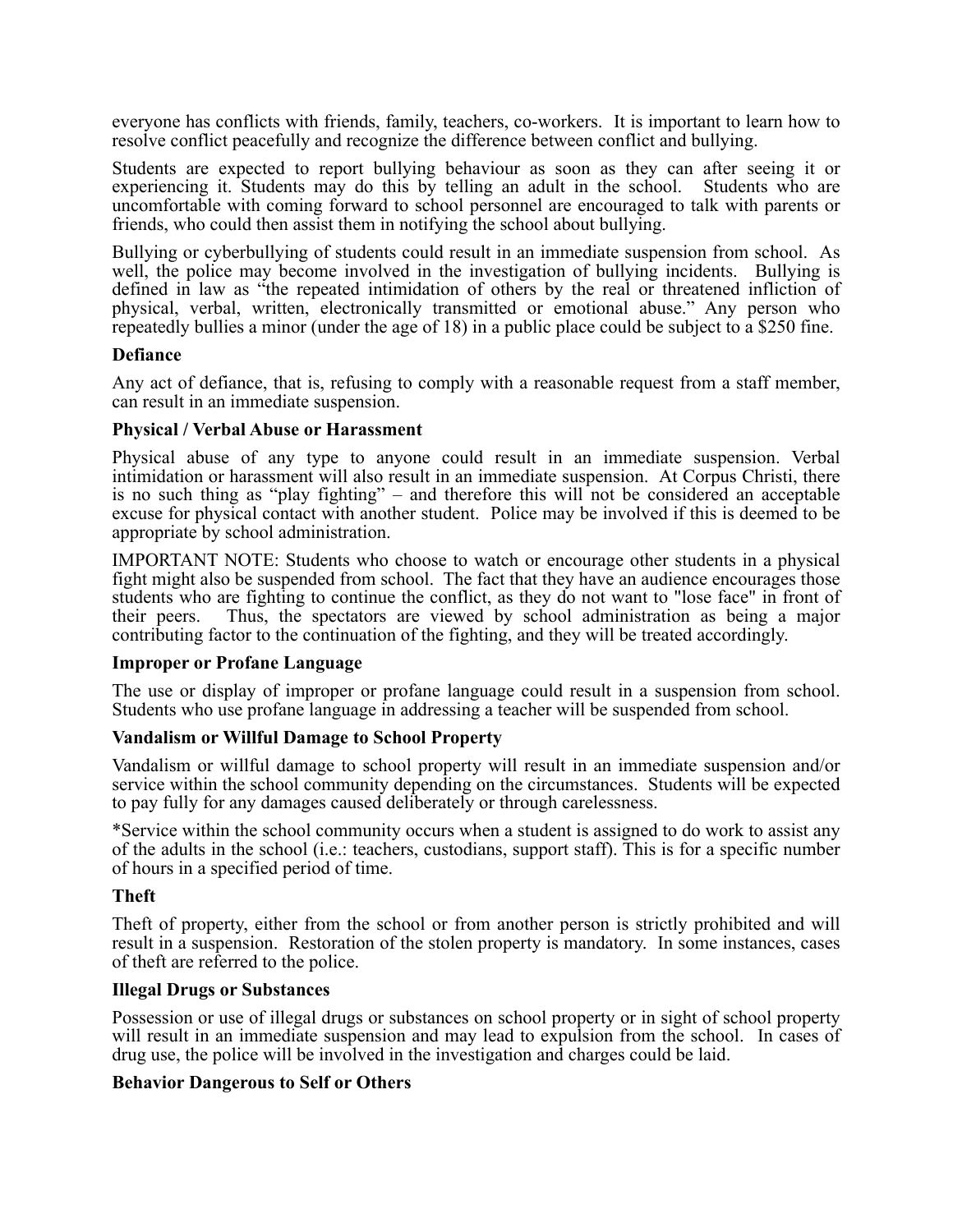everyone has conflicts with friends, family, teachers, co-workers. It is important to learn how to resolve conflict peacefully and recognize the difference between conflict and bullying.

Students are expected to report bullying behaviour as soon as they can after seeing it or experiencing it. Students may do this by telling an adult in the school. Students who are uncomfortable with coming forward to school personnel are encouraged to talk with parents or friends, who could then assist them in notifying the school about bullying.

Bullying or cyberbullying of students could result in an immediate suspension from school. As well, the police may become involved in the investigation of bullying incidents. Bullying is defined in law as "the repeated intimidation of others by the real or threatened infliction of physical, verbal, written, electronically transmitted or emotional abuse." Any person who repeatedly bullies a minor (under the age of 18) in a public place could be subject to a $250 fine.

**Defiance**

Any act of defiance, that is, refusing to comply with a reasonable request from a staff member, can result in an immediate suspension.

**Physical / Verbal Abuse or Harassment**

Physical abuse of any type to anyone could result in an immediate suspension. Verbal intimidation or harassment will also result in an immediate suspension. At Corpus Christi, there is no such thing as "play fighting" – and therefore this will not be considered an acceptable excuse for physical contact with another student. Police may be involved if this is deemed to be appropriate by school administration.

IMPORTANT NOTE: Students who choose to watch or encourage other students in a physical fight might also be suspended from school. The fact that they have an audience encourages those students who are fighting to continue the conflict, as they do not want to "lose face" in front of their peers. Thus, the spectators are viewed by school administration as being a major contributing factor to the continuation of the fighting, and they will be treated accordingly.

**Improper or Profane Language**

The use or display of improper or profane language could result in a suspension from school. Students who use profane language in addressing a teacher will be suspended from school.

**Vandalism or Willful Damage to School Property**

Vandalism or willful damage to school property will result in an immediate suspension and/or service within the school community depending on the circumstances. Students will be expected to pay fully for any damages caused deliberately or through carelessness.

*Service within the school community occurs when a student is assigned to do work to assist any of the adults in the school (i.e.: teachers, custodians, support staff). This is for a specific number of hours in a specified period of time.

**Theft**

Theft of property, either from the school or from another person is strictly prohibited and will result in a suspension. Restoration of the stolen property is mandatory. In some instances, cases of theft are referred to the police.

**Illegal Drugs or Substances**

Possession or use of illegal drugs or substances on school property or in sight of school property will result in an immediate suspension and may lead to expulsion from the school. In cases of drug use, the police will be involved in the investigation and charges could be laid.

**Behavior Dangerous to Self or Others**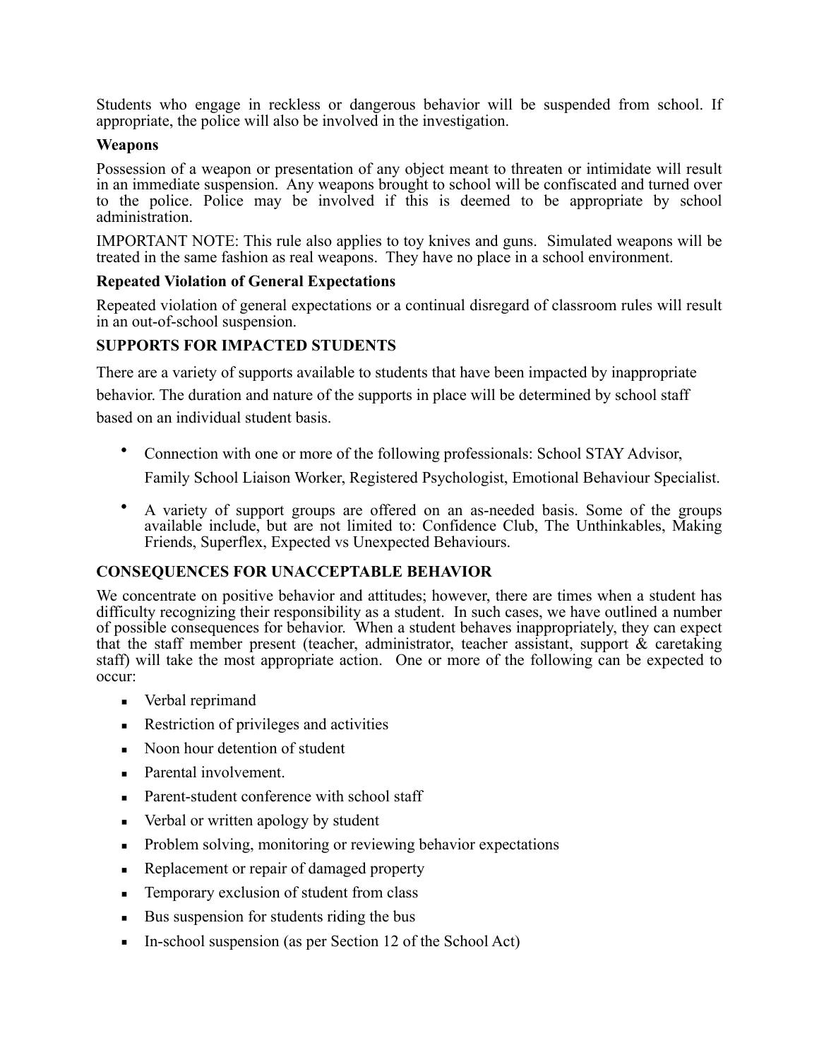Students who engage in reckless or dangerous behavior will be suspended from school. If appropriate, the police will also be involved in the investigation.

**Weapons**

Possession of a weapon or presentation of any object meant to threaten or intimidate will result in an immediate suspension. Any weapons brought to school will be confiscated and turned over to the police. Police may be involved if this is deemed to be appropriate by school administration.

IMPORTANT NOTE: This rule also applies to toy knives and guns. Simulated weapons will be treated in the same fashion as real weapons. They have no place in a school environment.

**Repeated Violation of General Expectations**

Repeated violation of general expectations or a continual disregard of classroom rules will result in an out-of-school suspension.

**SUPPORTS FOR IMPACTED STUDENTS**

There are a variety of supports available to students that have been impacted by inappropriate behavior. The duration and nature of the supports in place will be determined by school staff based on an individual student basis.

- Connection with one or more of the following professionals: School STAY Advisor, Family School Liaison Worker, Registered Psychologist, Emotional Behaviour Specialist.
- A variety of support groups are offered on an as-needed basis. Some of the groups available include, but are not limited to: Confidence Club, The Unthinkables, Making Friends, Superflex, Expected vs Unexpected Behaviours.

**CONSEQUENCES FOR UNACCEPTABLE BEHAVIOR**

We concentrate on positive behavior and attitudes; however, there are times when a student has difficulty recognizing their responsibility as a student. In such cases, we have outlined a number of possible consequences for behavior. When a student behaves inappropriately, they can expect that the staff member present (teacher, administrator, teacher assistant, support & caretaking staff) will take the most appropriate action. One or more of the following can be expected to occur:

- Verbal reprimand
- Restriction of privileges and activities
- Noon hour detention of student
- Parental involvement.
- Parent-student conference with school staff
- Verbal or written apology by student
- Problem solving, monitoring or reviewing behavior expectations
- Replacement or repair of damaged property
- Temporary exclusion of student from class
- Bus suspension for students riding the bus
- In-school suspension (as per Section 12 of the School Act)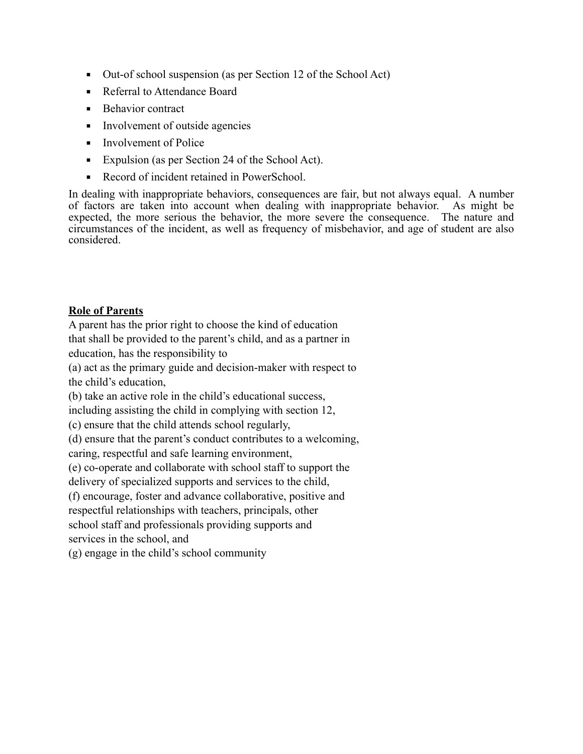- Out-of school suspension (as per Section 12 of the School Act)
- Referral to Attendance Board
- Behavior contract
- Involvement of outside agencies
- Involvement of Police
- Expulsion (as per Section 24 of the School Act).
- Record of incident retained in PowerSchool.

In dealing with inappropriate behaviors, consequences are fair, but not always equal. A number of factors are taken into account when dealing with inappropriate behavior. As might be expected, the more serious the behavior, the more severe the consequence. The nature and circumstances of the incident, as well as frequency of misbehavior, and age of student are also considered.

**Role of Parents**

A parent has the prior right to choose the kind of education that shall be provided to the parent's child, and as a partner in education, has the responsibility to

(a) act as the primary guide and decision-maker with respect to the child's education,

(b) take an active role in the child's educational success, including assisting the child in complying with section 12,

(c) ensure that the child attends school regularly,

(d) ensure that the parent's conduct contributes to a welcoming, caring, respectful and safe learning environment,

(e) co-operate and collaborate with school staff to support the delivery of specialized supports and services to the child,

(f) encourage, foster and advance collaborative, positive and respectful relationships with teachers, principals, other school staff and professionals providing supports and services in the school, and

(g) engage in the child's school community